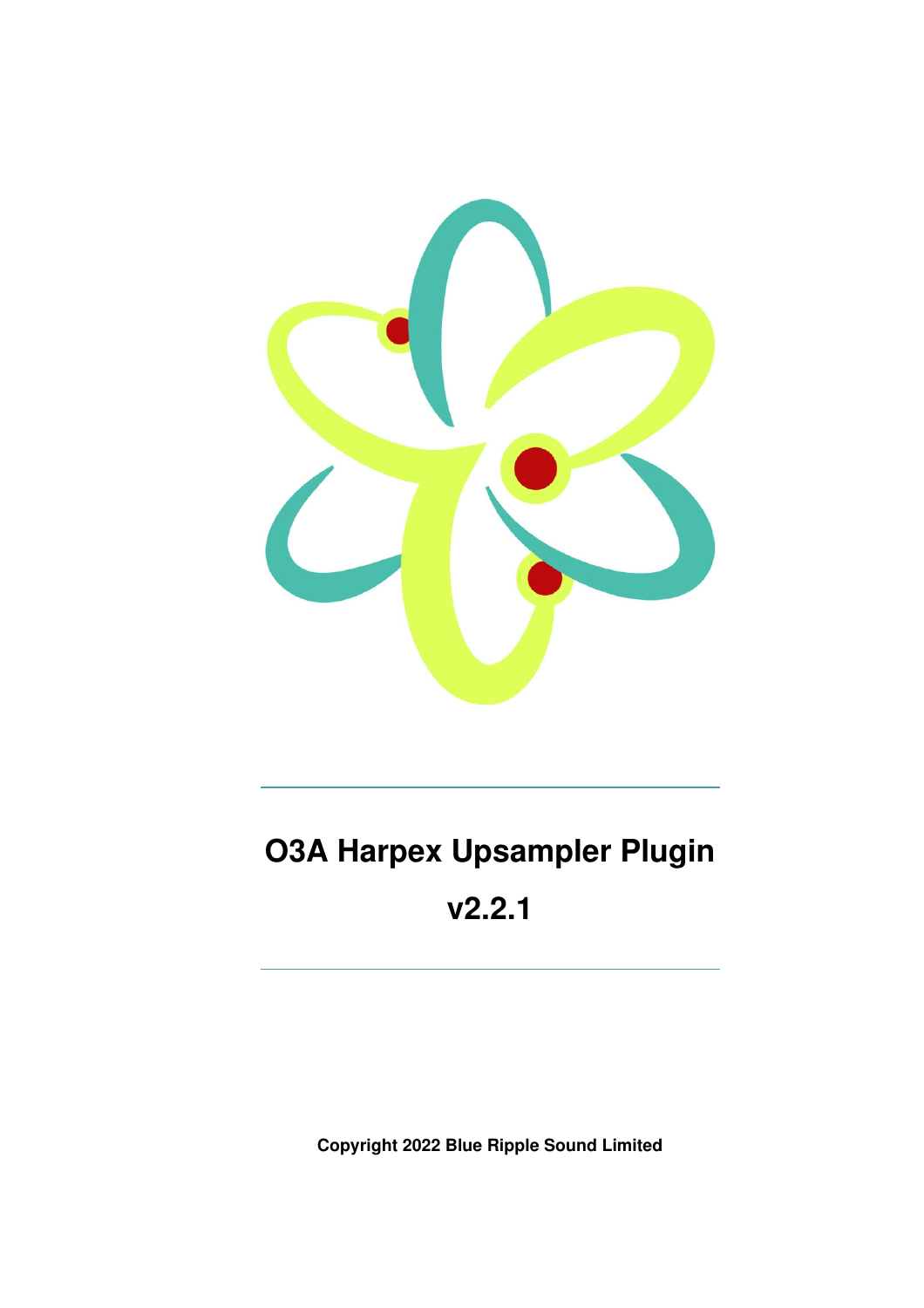# O3A Harpex Upsampler Plugin

# v2.2.1

**Copyright 2022 Blue Ripple Sound Limited**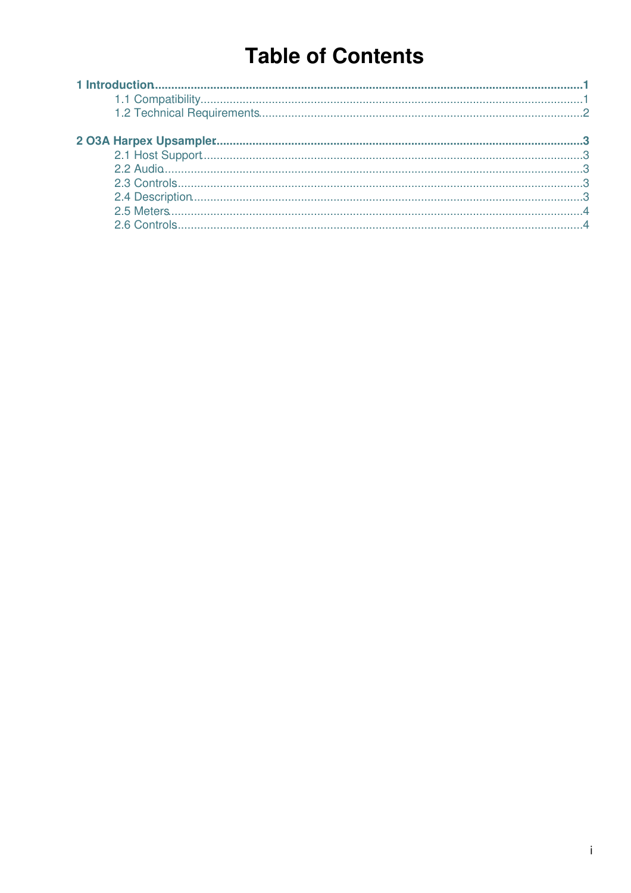# Table of Contents

**1 Introduction** .......... **1**

- 1.1 Compatibility .......... 1
- 1.2 Technical Requirements .......... 2

**2 O3A Harpex Upsampler** .......... **3**

- 2.1 Host Support .......... 3
- 2.2 Audio .......... 3
- 2.3 Controls .......... 3
- 2.4 Description .......... 3
- 2.5 Meters .......... 4
- 2.6 Controls .......... 4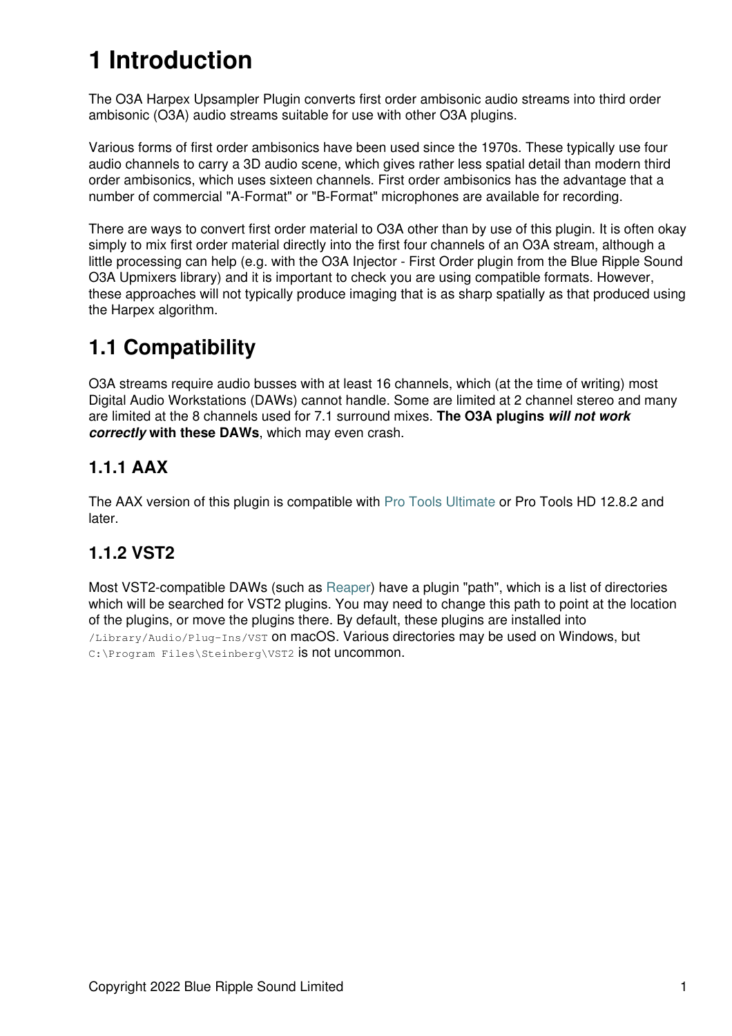# 1 Introduction

The O3A Harpex Upsampler Plugin converts first order ambisonic audio streams into third order ambisonic (O3A) audio streams suitable for use with other O3A plugins.

Various forms of first order ambisonics have been used since the 1970s. These typically use four audio channels to carry a 3D audio scene, which gives rather less spatial detail than modern third order ambisonics, which uses sixteen channels. First order ambisonics has the advantage that a number of commercial "A-Format" or "B-Format" microphones are available for recording.

There are ways to convert first order material to O3A other than by use of this plugin. It is often okay simply to mix first order material directly into the first four channels of an O3A stream, although a little processing can help (e.g. with the O3A Injector - First Order plugin from the Blue Ripple Sound O3A Upmixers library) and it is important to check you are using compatible formats. However, these approaches will not typically produce imaging that is as sharp spatially as that produced using the Harpex algorithm.

## 1.1 Compatibility

O3A streams require audio busses with at least 16 channels, which (at the time of writing) most Digital Audio Workstations (DAWs) cannot handle. Some are limited at 2 channel stereo and many are limited at the 8 channels used for 7.1 surround mixes. **The O3A plugins *will not work correctly* with these DAWs**, which may even crash.

### 1.1.1 AAX

The AAX version of this plugin is compatible with Pro Tools Ultimate or Pro Tools HD 12.8.2 and later.

### 1.1.2 VST2

Most VST2-compatible DAWs (such as Reaper) have a plugin "path", which is a list of directories which will be searched for VST2 plugins. You may need to change this path to point at the location of the plugins, or move the plugins there. By default, these plugins are installed into `/Library/Audio/Plug-Ins/VST` on macOS. Various directories may be used on Windows, but `C:\Program Files\Steinberg\VST2` is not uncommon.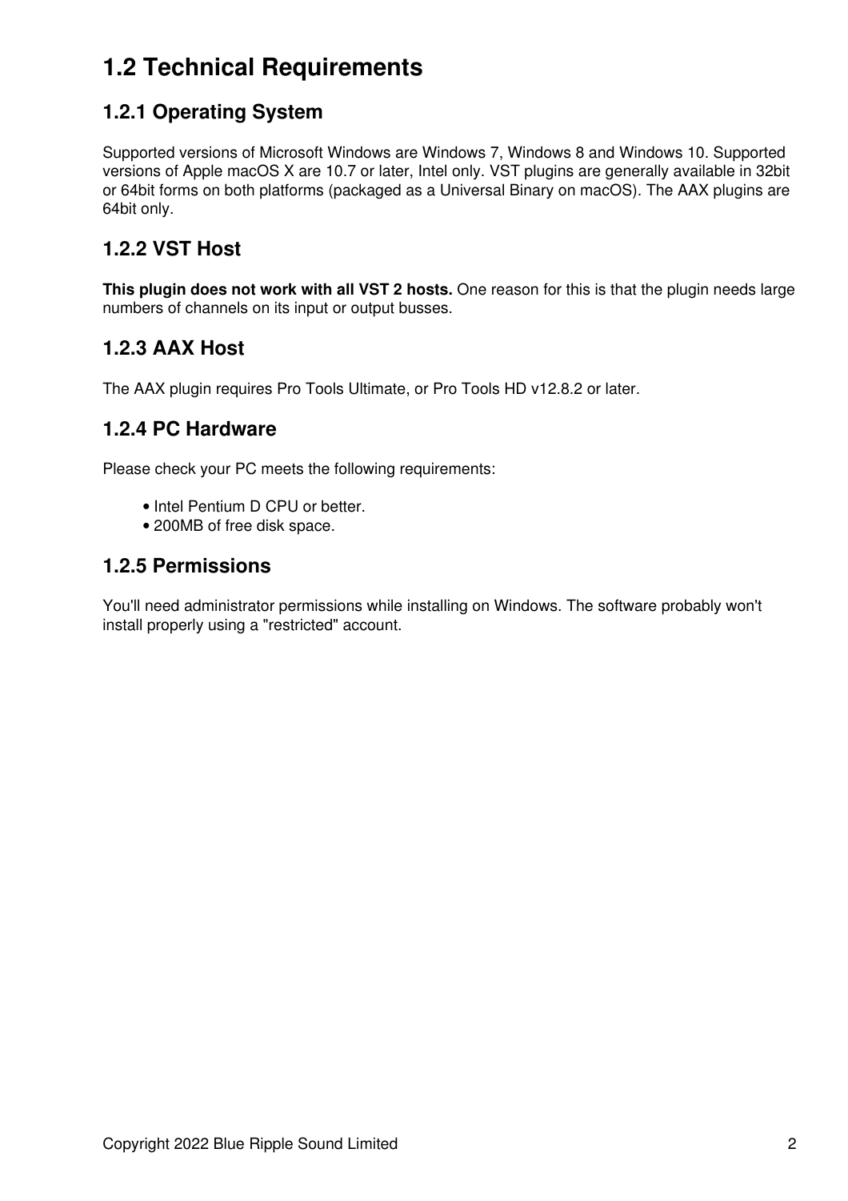# 1.2 Technical Requirements

## 1.2.1 Operating System

Supported versions of Microsoft Windows are Windows 7, Windows 8 and Windows 10. Supported versions of Apple macOS X are 10.7 or later, Intel only. VST plugins are generally available in 32bit or 64bit forms on both platforms (packaged as a Universal Binary on macOS). The AAX plugins are 64bit only.

## 1.2.2 VST Host

**This plugin does not work with all VST 2 hosts.** One reason for this is that the plugin needs large numbers of channels on its input or output busses.

## 1.2.3 AAX Host

The AAX plugin requires Pro Tools Ultimate, or Pro Tools HD v12.8.2 or later.

## 1.2.4 PC Hardware

Please check your PC meets the following requirements:

- Intel Pentium D CPU or better.
- 200MB of free disk space.

## 1.2.5 Permissions

You'll need administrator permissions while installing on Windows. The software probably won't install properly using a "restricted" account.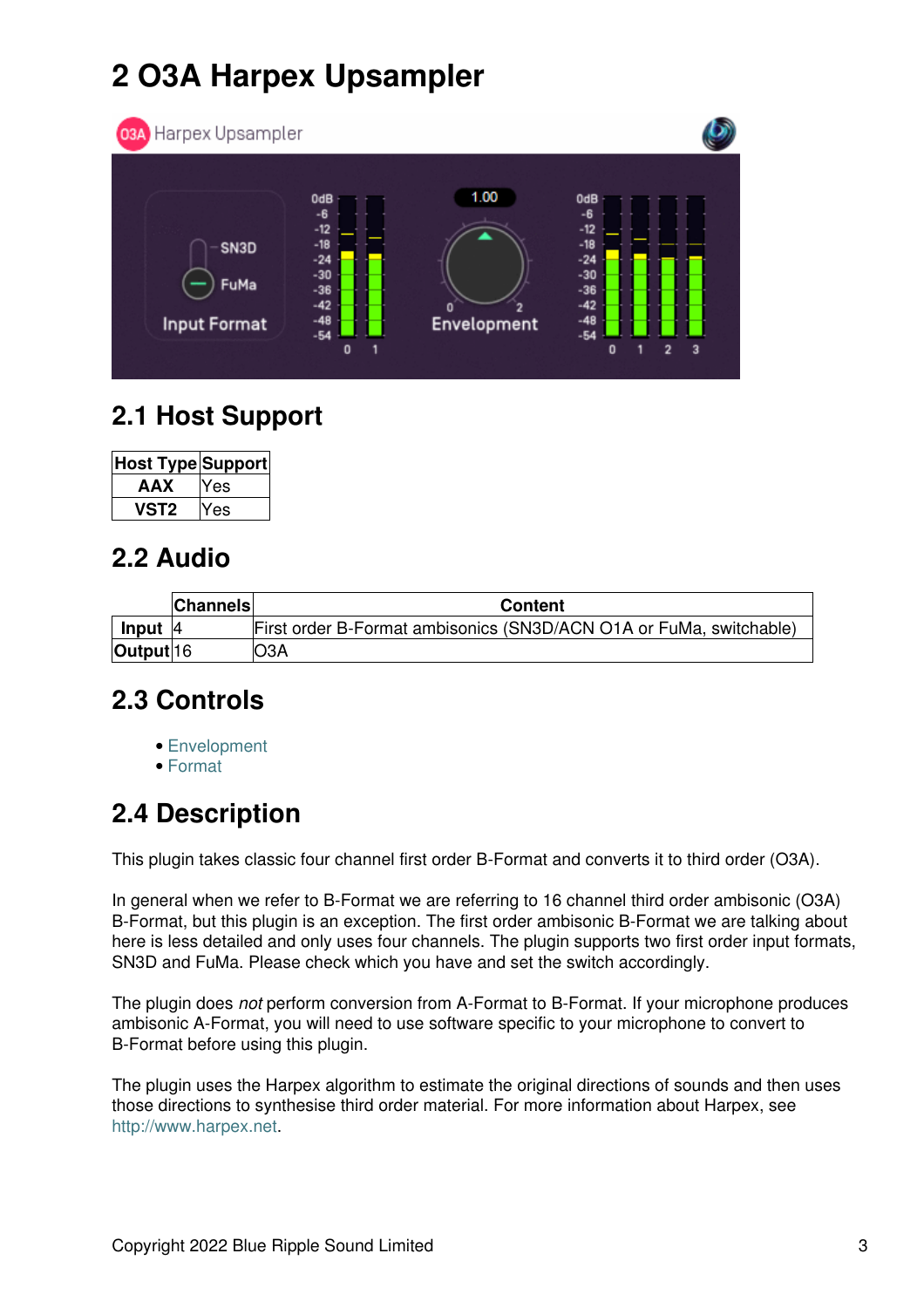# 2 O3A Harpex Upsampler

## 2.1 Host Support

| Host Type | Support |
|---|---|
| **AAX** | Yes |
| **VST2** | Yes |

## 2.2 Audio

| | Channels | Content |
|---|---|---|
| **Input** | 4 | First order B-Format ambisonics (SN3D/ACN O1A or FuMa, switchable) |
| **Output** | 16 | O3A |

## 2.3 Controls

- Envelopment
- Format

## 2.4 Description

This plugin takes classic four channel first order B-Format and converts it to third order (O3A).

In general when we refer to B-Format we are referring to 16 channel third order ambisonic (O3A) B-Format, but this plugin is an exception. The first order ambisonic B-Format we are talking about here is less detailed and only uses four channels. The plugin supports two first order input formats, SN3D and FuMa. Please check which you have and set the switch accordingly.

The plugin does *not* perform conversion from A-Format to B-Format. If your microphone produces ambisonic A-Format, you will need to use software specific to your microphone to convert to B-Format before using this plugin.

The plugin uses the Harpex algorithm to estimate the original directions of sounds and then uses those directions to synthesise third order material. For more information about Harpex, see http://www.harpex.net.

Copyright 2022 Blue Ripple Sound Limited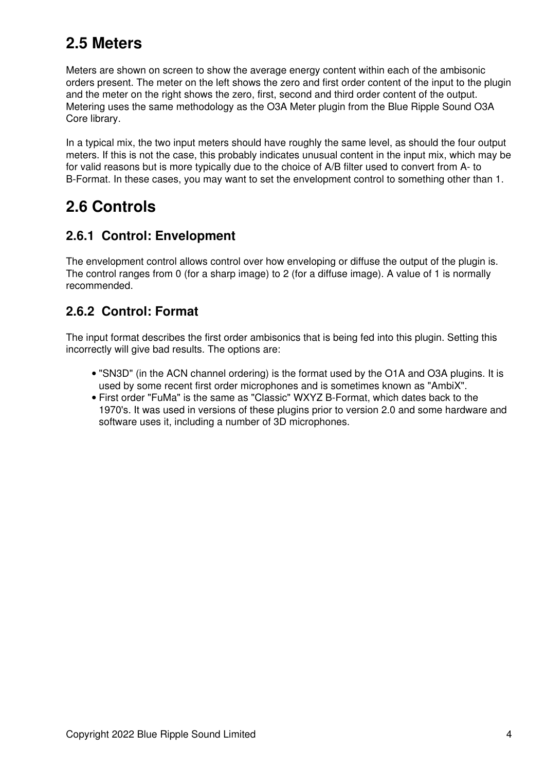## 2.5 Meters

Meters are shown on screen to show the average energy content within each of the ambisonic orders present. The meter on the left shows the zero and first order content of the input to the plugin and the meter on the right shows the zero, first, second and third order content of the output. Metering uses the same methodology as the O3A Meter plugin from the Blue Ripple Sound O3A Core library.

In a typical mix, the two input meters should have roughly the same level, as should the four output meters. If this is not the case, this probably indicates unusual content in the input mix, which may be for valid reasons but is more typically due to the choice of A/B filter used to convert from A- to B-Format. In these cases, you may want to set the envelopment control to something other than 1.

## 2.6 Controls

### 2.6.1 Control: Envelopment

The envelopment control allows control over how enveloping or diffuse the output of the plugin is. The control ranges from 0 (for a sharp image) to 2 (for a diffuse image). A value of 1 is normally recommended.

### 2.6.2 Control: Format

The input format describes the first order ambisonics that is being fed into this plugin. Setting this incorrectly will give bad results. The options are:

- "SN3D" (in the ACN channel ordering) is the format used by the O1A and O3A plugins. It is used by some recent first order microphones and is sometimes known as "AmbiX".
- First order "FuMa" is the same as "Classic" WXYZ B-Format, which dates back to the 1970's. It was used in versions of these plugins prior to version 2.0 and some hardware and software uses it, including a number of 3D microphones.